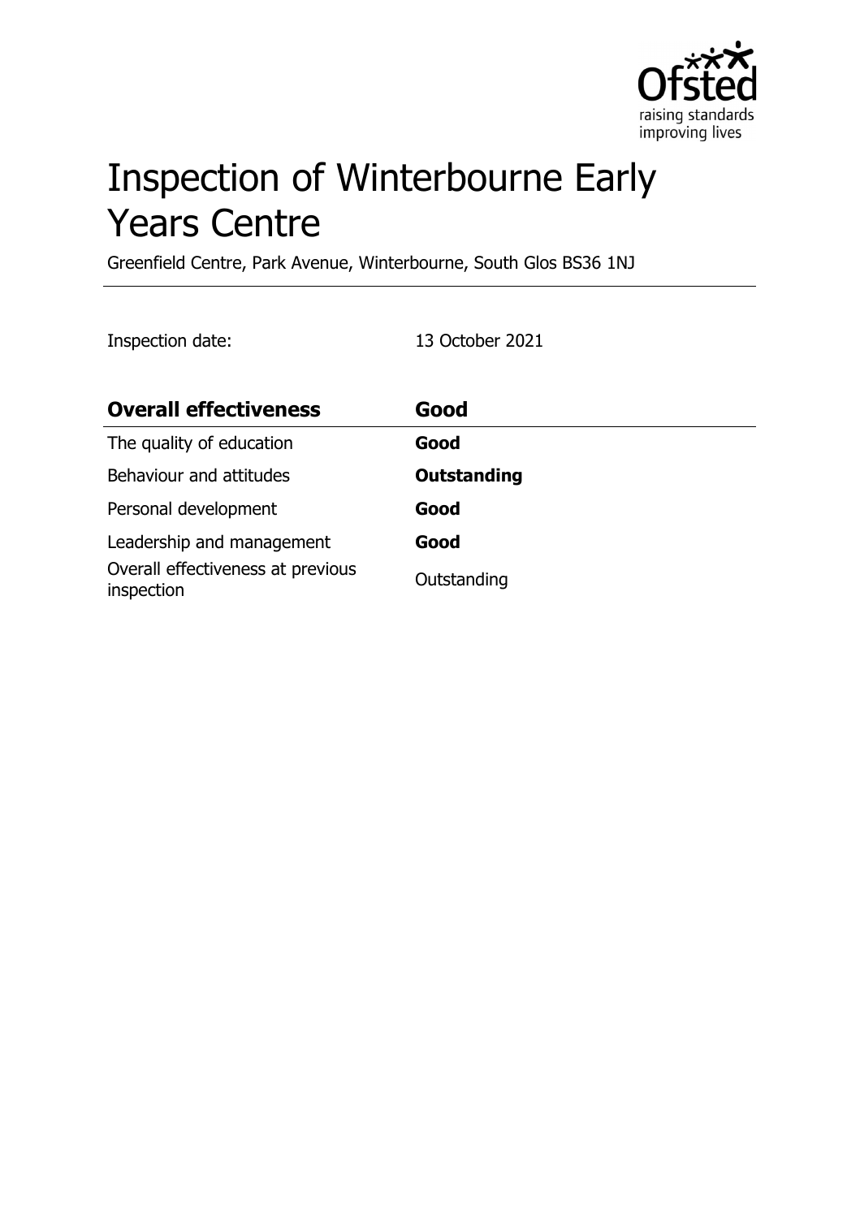# Inspection of Winterbourne Early Years Centre

Greenfield Centre, Park Avenue, Winterbourne, South Glos BS36 1NJ

Inspection date: 13 October 2021

| **Overall effectiveness** | **Good** |
| --- | --- |
| The quality of education | **Good** |
| Behaviour and attitudes | **Outstanding** |
| Personal development | **Good** |
| Leadership and management | **Good** |
| Overall effectiveness at previous inspection | Outstanding |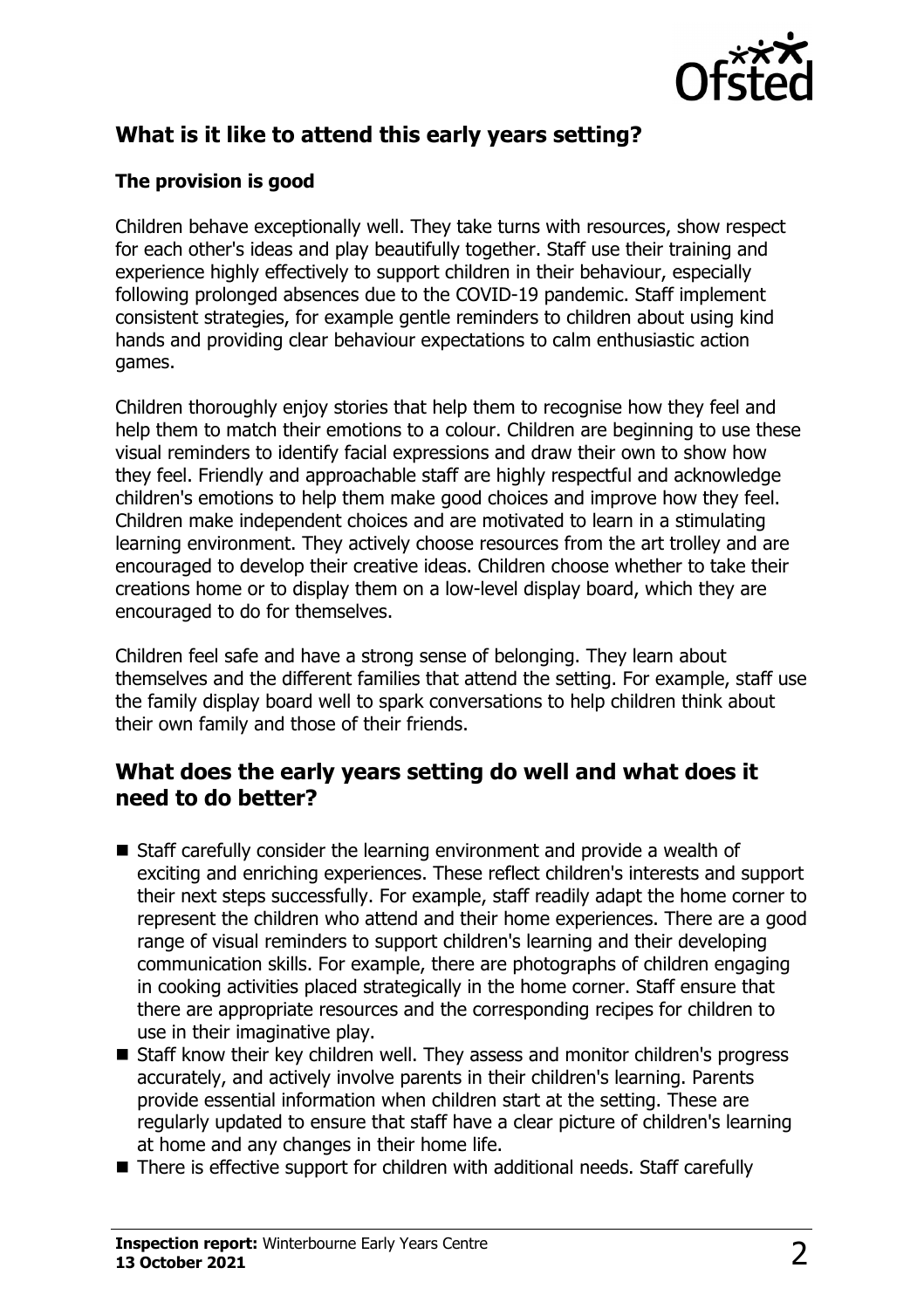## What is it like to attend this early years setting?

### The provision is good

Children behave exceptionally well. They take turns with resources, show respect for each other's ideas and play beautifully together. Staff use their training and experience highly effectively to support children in their behaviour, especially following prolonged absences due to the COVID-19 pandemic. Staff implement consistent strategies, for example gentle reminders to children about using kind hands and providing clear behaviour expectations to calm enthusiastic action games.

Children thoroughly enjoy stories that help them to recognise how they feel and help them to match their emotions to a colour. Children are beginning to use these visual reminders to identify facial expressions and draw their own to show how they feel. Friendly and approachable staff are highly respectful and acknowledge children's emotions to help them make good choices and improve how they feel. Children make independent choices and are motivated to learn in a stimulating learning environment. They actively choose resources from the art trolley and are encouraged to develop their creative ideas. Children choose whether to take their creations home or to display them on a low-level display board, which they are encouraged to do for themselves.

Children feel safe and have a strong sense of belonging. They learn about themselves and the different families that attend the setting. For example, staff use the family display board well to spark conversations to help children think about their own family and those of their friends.

## What does the early years setting do well and what does it need to do better?

- Staff carefully consider the learning environment and provide a wealth of exciting and enriching experiences. These reflect children's interests and support their next steps successfully. For example, staff readily adapt the home corner to represent the children who attend and their home experiences. There are a good range of visual reminders to support children's learning and their developing communication skills. For example, there are photographs of children engaging in cooking activities placed strategically in the home corner. Staff ensure that there are appropriate resources and the corresponding recipes for children to use in their imaginative play.
- Staff know their key children well. They assess and monitor children's progress accurately, and actively involve parents in their children's learning. Parents provide essential information when children start at the setting. These are regularly updated to ensure that staff have a clear picture of children's learning at home and any changes in their home life.
- There is effective support for children with additional needs. Staff carefully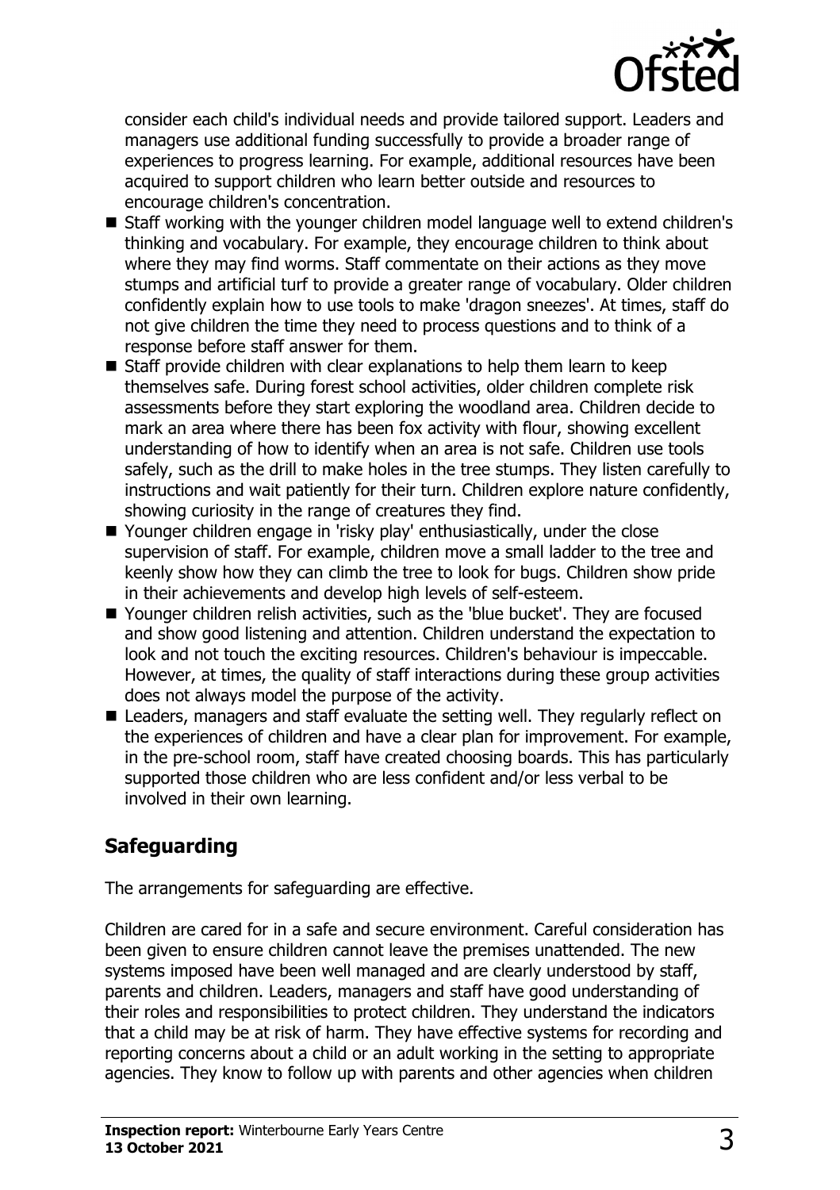consider each child's individual needs and provide tailored support. Leaders and managers use additional funding successfully to provide a broader range of experiences to progress learning. For example, additional resources have been acquired to support children who learn better outside and resources to encourage children's concentration.

- Staff working with the younger children model language well to extend children's thinking and vocabulary. For example, they encourage children to think about where they may find worms. Staff commentate on their actions as they move stumps and artificial turf to provide a greater range of vocabulary. Older children confidently explain how to use tools to make 'dragon sneezes'. At times, staff do not give children the time they need to process questions and to think of a response before staff answer for them.
- Staff provide children with clear explanations to help them learn to keep themselves safe. During forest school activities, older children complete risk assessments before they start exploring the woodland area. Children decide to mark an area where there has been fox activity with flour, showing excellent understanding of how to identify when an area is not safe. Children use tools safely, such as the drill to make holes in the tree stumps. They listen carefully to instructions and wait patiently for their turn. Children explore nature confidently, showing curiosity in the range of creatures they find.
- Younger children engage in 'risky play' enthusiastically, under the close supervision of staff. For example, children move a small ladder to the tree and keenly show how they can climb the tree to look for bugs. Children show pride in their achievements and develop high levels of self-esteem.
- Younger children relish activities, such as the 'blue bucket'. They are focused and show good listening and attention. Children understand the expectation to look and not touch the exciting resources. Children's behaviour is impeccable. However, at times, the quality of staff interactions during these group activities does not always model the purpose of the activity.
- Leaders, managers and staff evaluate the setting well. They regularly reflect on the experiences of children and have a clear plan for improvement. For example, in the pre-school room, staff have created choosing boards. This has particularly supported those children who are less confident and/or less verbal to be involved in their own learning.

## Safeguarding

The arrangements for safeguarding are effective.

Children are cared for in a safe and secure environment. Careful consideration has been given to ensure children cannot leave the premises unattended. The new systems imposed have been well managed and are clearly understood by staff, parents and children. Leaders, managers and staff have good understanding of their roles and responsibilities to protect children. They understand the indicators that a child may be at risk of harm. They have effective systems for recording and reporting concerns about a child or an adult working in the setting to appropriate agencies. They know to follow up with parents and other agencies when children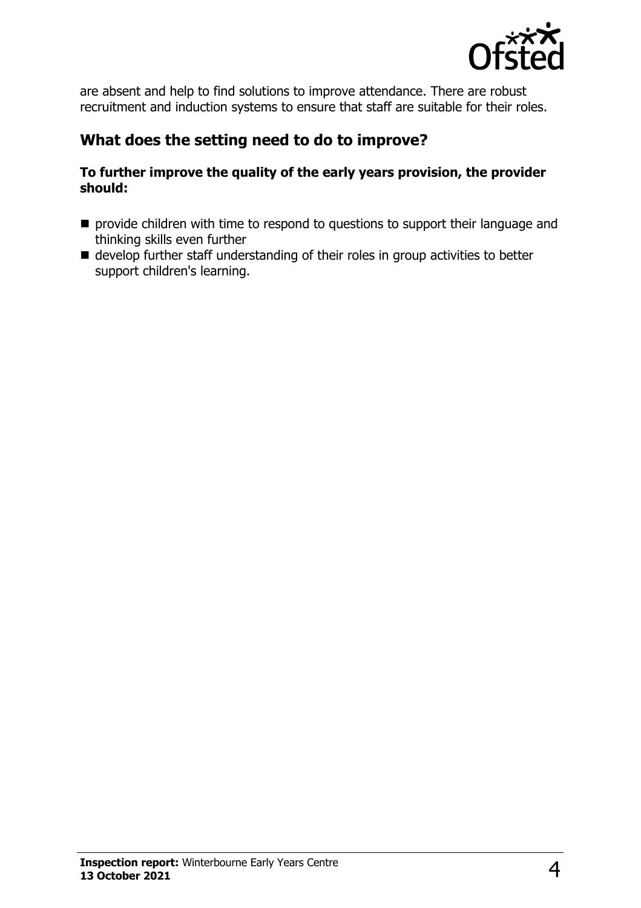are absent and help to find solutions to improve attendance. There are robust recruitment and induction systems to ensure that staff are suitable for their roles.

## What does the setting need to do to improve?

**To further improve the quality of the early years provision, the provider should:**

- provide children with time to respond to questions to support their language and thinking skills even further
- develop further staff understanding of their roles in group activities to better support children's learning.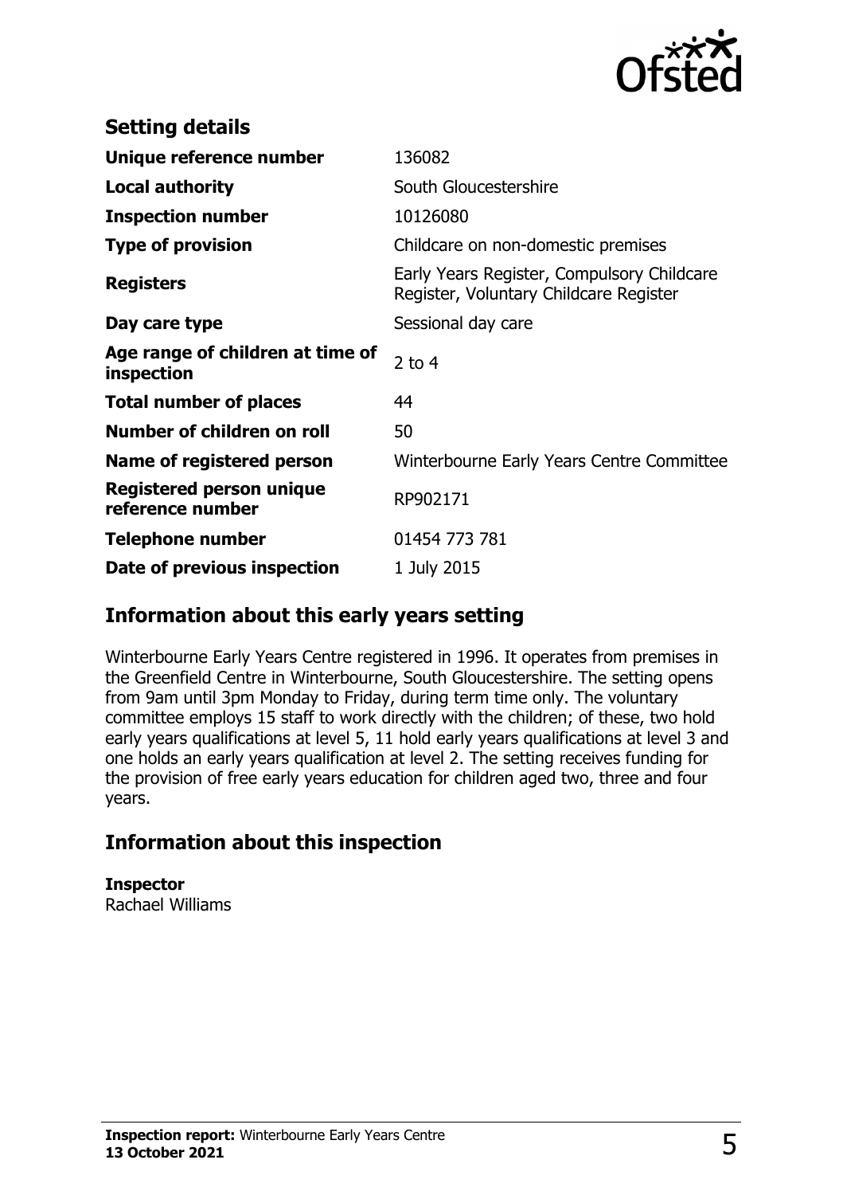## Setting details

| | |
|---|---|
| **Unique reference number** | 136082 |
| **Local authority** | South Gloucestershire |
| **Inspection number** | 10126080 |
| **Type of provision** | Childcare on non-domestic premises |
| **Registers** | Early Years Register, Compulsory Childcare Register, Voluntary Childcare Register |
| **Day care type** | Sessional day care |
| **Age range of children at time of inspection** | 2 to 4 |
| **Total number of places** | 44 |
| **Number of children on roll** | 50 |
| **Name of registered person** | Winterbourne Early Years Centre Committee |
| **Registered person unique reference number** | RP902171 |
| **Telephone number** | 01454 773 781 |
| **Date of previous inspection** | 1 July 2015 |

## Information about this early years setting

Winterbourne Early Years Centre registered in 1996. It operates from premises in the Greenfield Centre in Winterbourne, South Gloucestershire. The setting opens from 9am until 3pm Monday to Friday, during term time only. The voluntary committee employs 15 staff to work directly with the children; of these, two hold early years qualifications at level 5, 11 hold early years qualifications at level 3 and one holds an early years qualification at level 2. The setting receives funding for the provision of free early years education for children aged two, three and four years.

## Information about this inspection

**Inspector**
Rachael Williams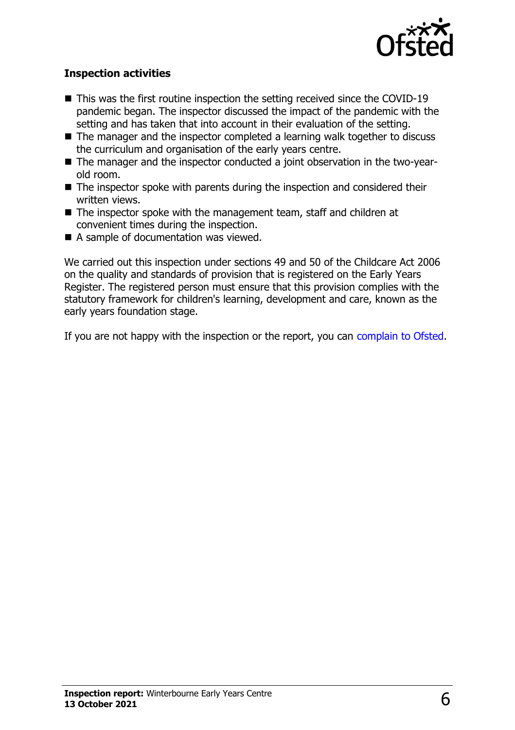## Inspection activities

- This was the first routine inspection the setting received since the COVID-19 pandemic began. The inspector discussed the impact of the pandemic with the setting and has taken that into account in their evaluation of the setting.
- The manager and the inspector completed a learning walk together to discuss the curriculum and organisation of the early years centre.
- The manager and the inspector conducted a joint observation in the two-year-old room.
- The inspector spoke with parents during the inspection and considered their written views.
- The inspector spoke with the management team, staff and children at convenient times during the inspection.
- A sample of documentation was viewed.

We carried out this inspection under sections 49 and 50 of the Childcare Act 2006 on the quality and standards of provision that is registered on the Early Years Register. The registered person must ensure that this provision complies with the statutory framework for children's learning, development and care, known as the early years foundation stage.

If you are not happy with the inspection or the report, you can complain to Ofsted.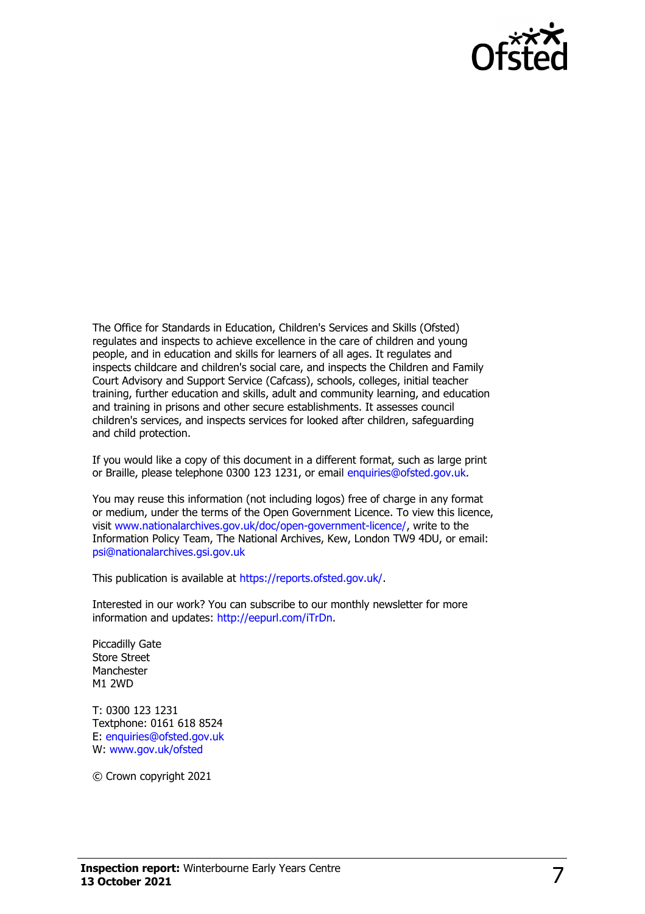The Office for Standards in Education, Children's Services and Skills (Ofsted) regulates and inspects to achieve excellence in the care of children and young people, and in education and skills for learners of all ages. It regulates and inspects childcare and children's social care, and inspects the Children and Family Court Advisory and Support Service (Cafcass), schools, colleges, initial teacher training, further education and skills, adult and community learning, and education and training in prisons and other secure establishments. It assesses council children's services, and inspects services for looked after children, safeguarding and child protection.

If you would like a copy of this document in a different format, such as large print or Braille, please telephone 0300 123 1231, or email enquiries@ofsted.gov.uk.

You may reuse this information (not including logos) free of charge in any format or medium, under the terms of the Open Government Licence. To view this licence, visit www.nationalarchives.gov.uk/doc/open-government-licence/, write to the Information Policy Team, The National Archives, Kew, London TW9 4DU, or email: psi@nationalarchives.gsi.gov.uk

This publication is available at https://reports.ofsted.gov.uk/.

Interested in our work? You can subscribe to our monthly newsletter for more information and updates: http://eepurl.com/iTrDn.

Piccadilly Gate
Store Street
Manchester
M1 2WD

T: 0300 123 1231
Textphone: 0161 618 8524
E: enquiries@ofsted.gov.uk
W: www.gov.uk/ofsted

© Crown copyright 2021